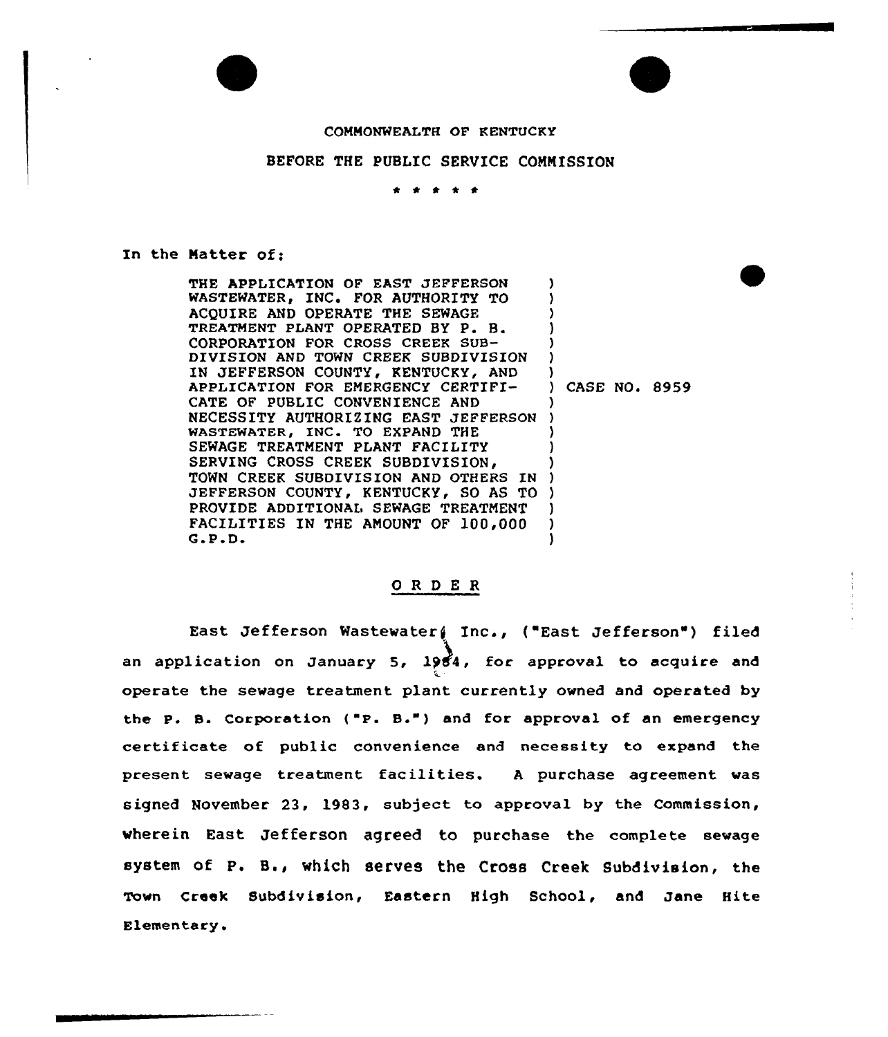COMMONWEALTH OF KENTUCKY

BEFORE THE PUBLIC SERVICE COMMISSION

\* \* \* \* \*

In the Matter of:

| | |
|---|---|
| THE APPLICATION OF EAST JEFFERSON WASTEWATER, INC. FOR AUTHORITY TO ACQUIRE AND OPERATE THE SEWAGE TREATMENT PLANT OPERATED BY P. B. CORPORATION FOR CROSS CREEK SUBDIVISION AND TOWN CREEK SUBDIVISION IN JEFFERSON COUNTY, KENTUCKY, AND APPLICATION FOR EMERGENCY CERTIFICATE OF PUBLIC CONVENIENCE AND NECESSITY AUTHORIZING EAST JEFFERSON WASTEWATER, INC. TO EXPAND THE SEWAGE TREATMENT PLANT FACILITY SERVING CROSS CREEK SUBDIVISION, TOWN CREEK SUBDIVISION AND OTHERS IN JEFFERSON COUNTY, KENTUCKY, SO AS TO PROVIDE ADDITIONAL SEWAGE TREATMENT FACILITIES IN THE AMOUNT OF 100,000 G.P.D. | CASE NO. 8959 |

## O R D E R

East Jefferson Wastewater, Inc., ("East Jefferson") filed an application on January 5, 1984, for approval to acquire and operate the sewage treatment plant currently owned and operated by the P. B. Corporation ("P. B.") and for approval of an emergency certificate of public convenience and necessity to expand the present sewage treatment facilities. A purchase agreement was signed November 23, 1983, subject to approval by the Commission, wherein East Jefferson agreed to purchase the complete sewage system of P. B., which serves the Cross Creek Subdivision, the Town Creek Subdivision, Eastern High School, and Jane Hite Elementary.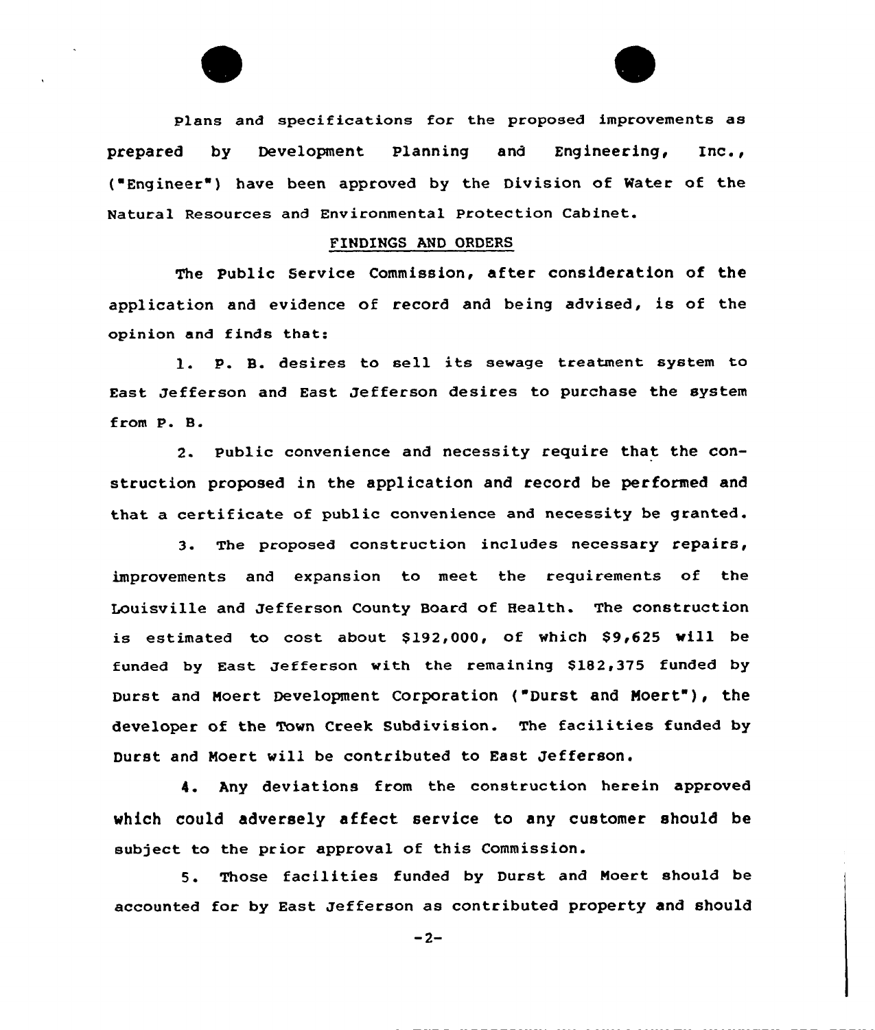Plans and specifications for the proposed improvements as prepared by Development Planning and Engineering, Inc., ("Engineer") have been approved by the Division of Water of the Natural Resources and Environmental Protection Cabinet.

## FINDINGS AND ORDERS

The Public Service Commission, after consideration of the application and evidence of record and being advised, is of the opinion and finds that:

1. P. B. desires to sell its sewage treatment system to East Jefferson and East Jefferson desires to purchase the system from P. B.

2. Public convenience and necessity require that the construction proposed in the application and record be performed and that a certificate of public convenience and necessity be granted.

3. The proposed construction includes necessary repairs, improvements and expansion to meet the requirements of the Louisville and Jefferson County Board of Health. The construction is estimated to cost about $192,000, of which $9,625 will be funded by East Jefferson with the remaining $182,375 funded by Durst and Moert Development Corporation ("Durst and Moert"), the developer of the Town Creek Subdivision. The facilities funded by Durst and Moert will be contributed to East Jefferson.

4. Any deviations from the construction herein approved which could adversely affect service to any customer should be subject to the prior approval of this Commission.

5. Those facilities funded by Durst and Moert should be accounted for by East Jefferson as contributed property and should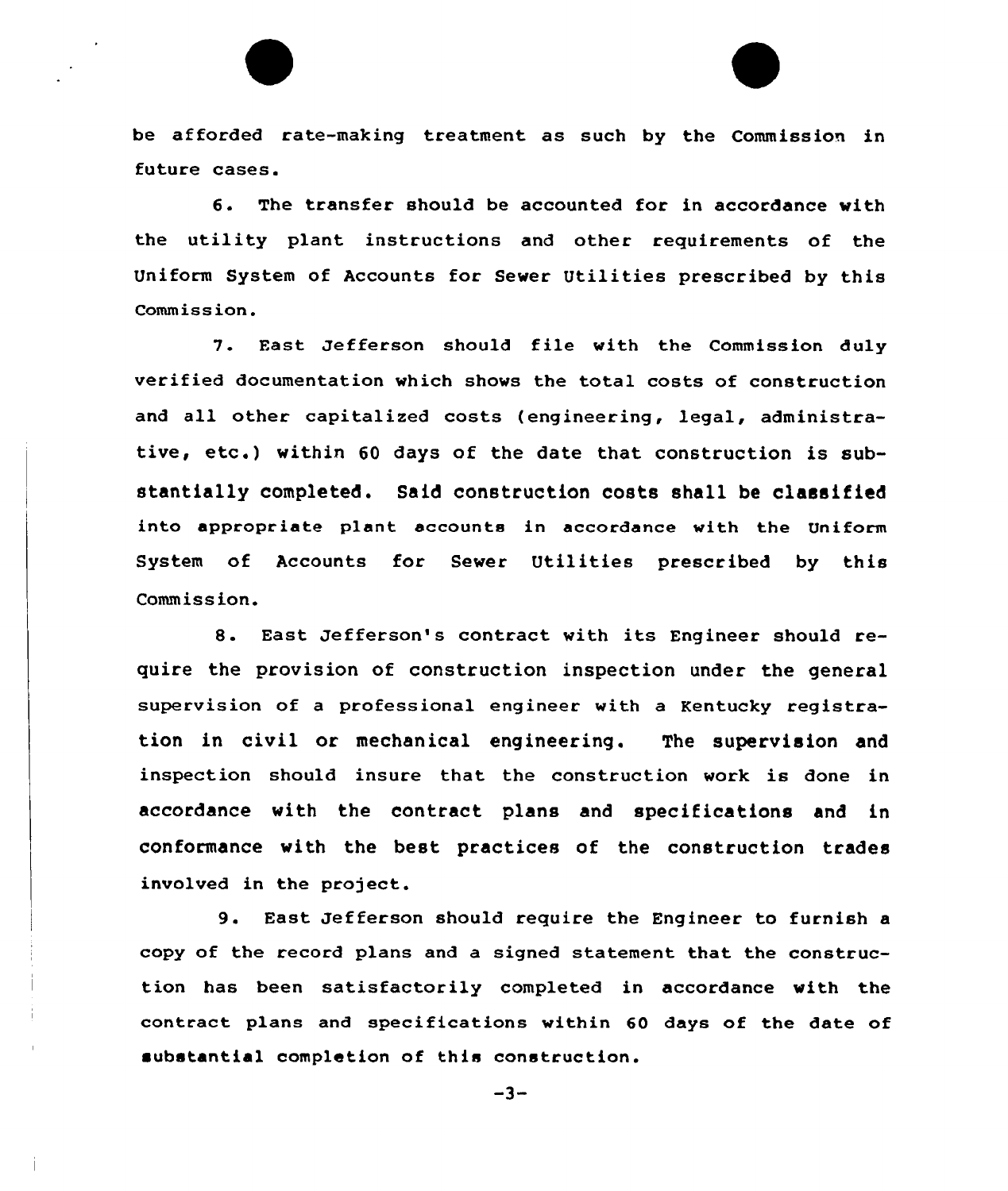be afforded rate-making treatment as such by the Commission in future cases.

6. The transfer should be accounted for in accordance with the utility plant instructions and other requirements of the Uniform System of Accounts for Sewer Utilities prescribed by this Commission.

7. East Jefferson should file with the Commission duly verified documentation which shows the total costs of construction and all other capitalized costs (engineering, legal, administrative, etc.) within 60 days of the date that construction is substantially completed. Said construction costs shall be classified into appropriate plant accounts in accordance with the Uniform System of Accounts for Sewer Utilities prescribed by this Commission.

8. East Jefferson's contract with its Engineer should require the provision of construction inspection under the general supervision of a professional engineer with a Kentucky registration in civil or mechanical engineering. The supervision and inspection should insure that the construction work is done in accordance with the contract plans and specifications and in conformance with the best practices of the construction trades involved in the project.

9. East Jefferson should require the Engineer to furnish a copy of the record plans and a signed statement that the construction has been satisfactorily completed in accordance with the contract plans and specifications within 60 days of the date of substantial completion of this construction.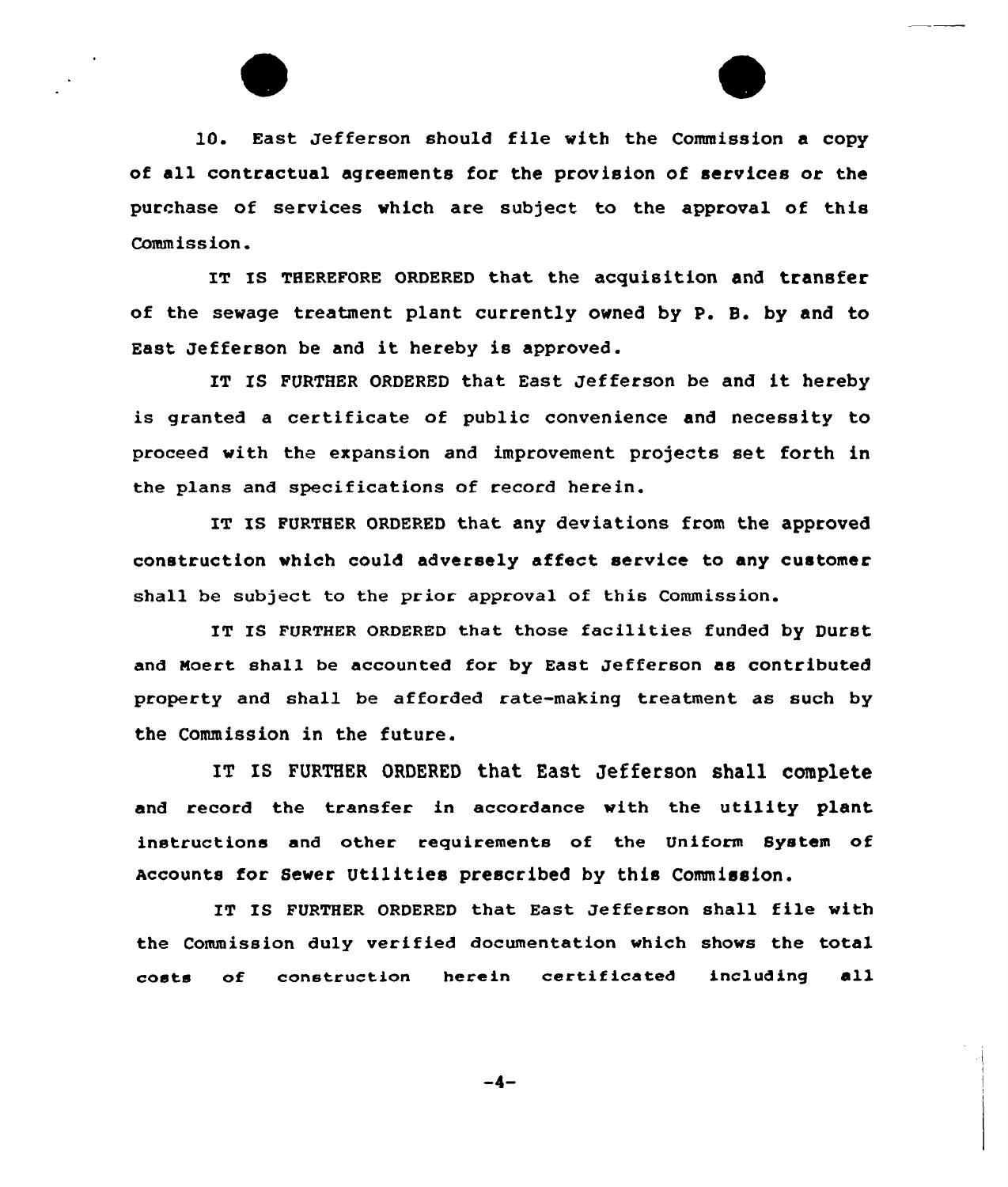10. East Jefferson should file with the Commission a copy of all contractual agreements for the provision of services or the purchase of services which are subject to the approval of this Commission.

IT IS THEREFORE ORDERED that the acquisition and transfer of the sewage treatment plant currently owned by P. B. by and to East Jefferson be and it hereby is approved.

IT IS FURTHER ORDERED that East Jefferson be and it hereby is granted a certificate of public convenience and necessity to proceed with the expansion and improvement projects set forth in the plans and specifications of record herein.

IT IS FURTHER ORDERED that any deviations from the approved construction which could adversely affect service to any customer shall be subject to the prior approval of this Commission.

IT IS FURTHER ORDERED that those facilities funded by Durst and Moert shall be accounted for by East Jefferson as contributed property and shall be afforded rate-making treatment as such by the Commission in the future.

IT IS FURTHER ORDERED that East Jefferson shall complete and record the transfer in accordance with the utility plant instructions and other requirements of the Uniform System of Accounts for Sewer Utilities prescribed by this Commission.

IT IS FURTHER ORDERED that East Jefferson shall file with the Commission duly verified documentation which shows the total costs of construction herein certificated including all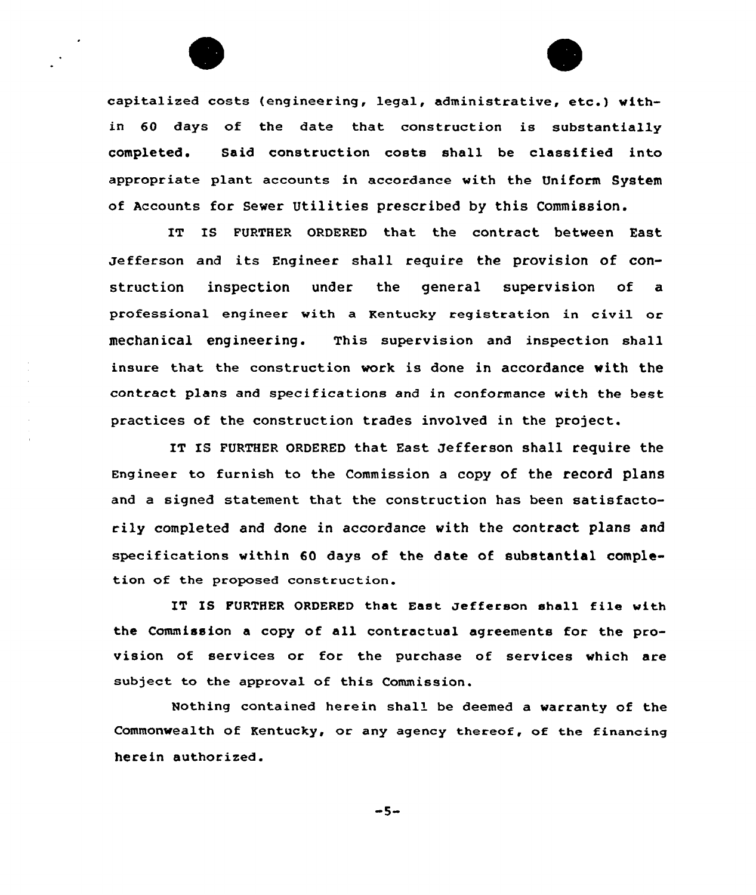capitalized costs (engineering, legal, administrative, etc.) within 60 days of the date that construction is substantially completed. Said construction costs shall be classified into appropriate plant accounts in accordance with the Uniform System of Accounts for Sewer Utilities prescribed by this Commission.

IT IS FURTHER ORDERED that the contract between East Jefferson and its Engineer shall require the provision of construction inspection under the general supervision of a professional engineer with a Kentucky registration in civil or mechanical engineering. This supervision and inspection shall insure that the construction work is done in accordance with the contract plans and specifications and in conformance with the best practices of the construction trades involved in the project.

IT IS FURTHER ORDERED that East Jefferson shall require the Engineer to furnish to the Commission a copy of the record plans and a signed statement that the construction has been satisfactorily completed and done in accordance with the contract plans and specifications within 60 days of the date of substantial completion of the proposed construction.

IT IS FURTHER ORDERED that East Jefferson shall file with the Commission a copy of all contractual agreements for the provision of services or for the purchase of services which are subject to the approval of this Commission.

Nothing contained herein shall be deemed a warranty of the Commonwealth of Kentucky, or any agency thereof, of the financing herein authorized.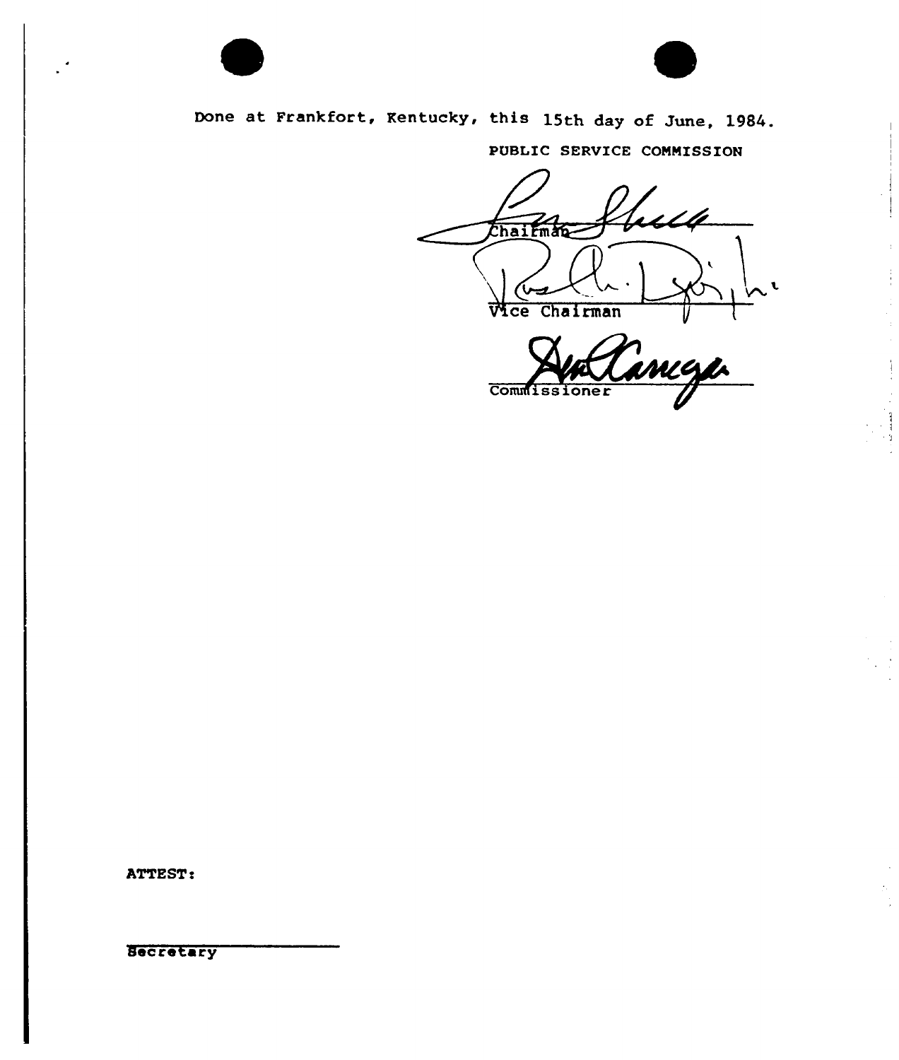Done at Frankfort, Kentucky, this 15th day of June, 1984.

PUBLIC SERVICE COMMISSION

Chairman

Vice Chairman

Commissioner

ATTEST:

Secretary